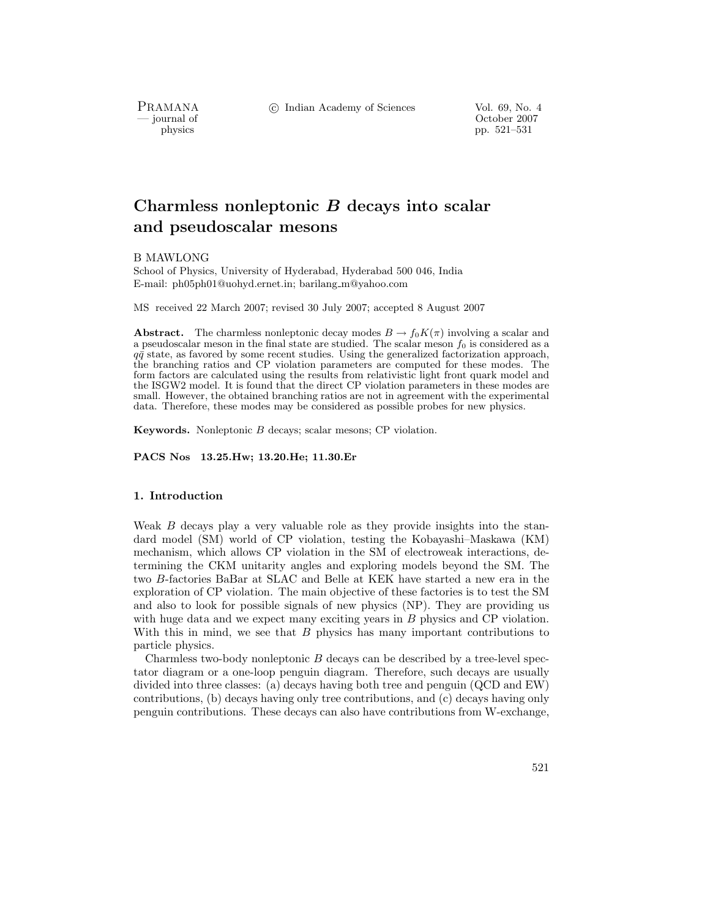# Charmless nonleptonic $B$ decays into scalar and pseudoscalar mesons

B MAWLONG

School of Physics, University of Hyderabad, Hyderabad 500 046, India
E-mail: ph05ph01@uohyd.ernet.in; barilang_m@yahoo.com

MS received 22 March 2007; revised 30 July 2007; accepted 8 August 2007

**Abstract.** The charmless nonleptonic decay modes $B \to f_0 K(\pi)$ involving a scalar and a pseudoscalar meson in the final state are studied. The scalar meson $f_0$ is considered as a $q\bar{q}$ state, as favored by some recent studies. Using the generalized factorization approach, the branching ratios and CP violation parameters are computed for these modes. The form factors are calculated using the results from relativistic light front quark model and the ISGW2 model. It is found that the direct CP violation parameters in these modes are small. However, the obtained branching ratios are not in agreement with the experimental data. Therefore, these modes may be considered as possible probes for new physics.

**Keywords.** Nonleptonic $B$ decays; scalar mesons; CP violation.

**PACS Nos 13.25.Hw; 13.20.He; 11.30.Er**

## 1. Introduction

Weak $B$ decays play a very valuable role as they provide insights into the standard model (SM) world of CP violation, testing the Kobayashi–Maskawa (KM) mechanism, which allows CP violation in the SM of electroweak interactions, determining the CKM unitarity angles and exploring models beyond the SM. The two $B$-factories BaBar at SLAC and Belle at KEK have started a new era in the exploration of CP violation. The main objective of these factories is to test the SM and also to look for possible signals of new physics (NP). They are providing us with huge data and we expect many exciting years in $B$ physics and CP violation. With this in mind, we see that $B$ physics has many important contributions to particle physics.

Charmless two-body nonleptonic $B$ decays can be described by a tree-level spectator diagram or a one-loop penguin diagram. Therefore, such decays are usually divided into three classes: (a) decays having both tree and penguin (QCD and EW) contributions, (b) decays having only tree contributions, and (c) decays having only penguin contributions. These decays can also have contributions from W-exchange,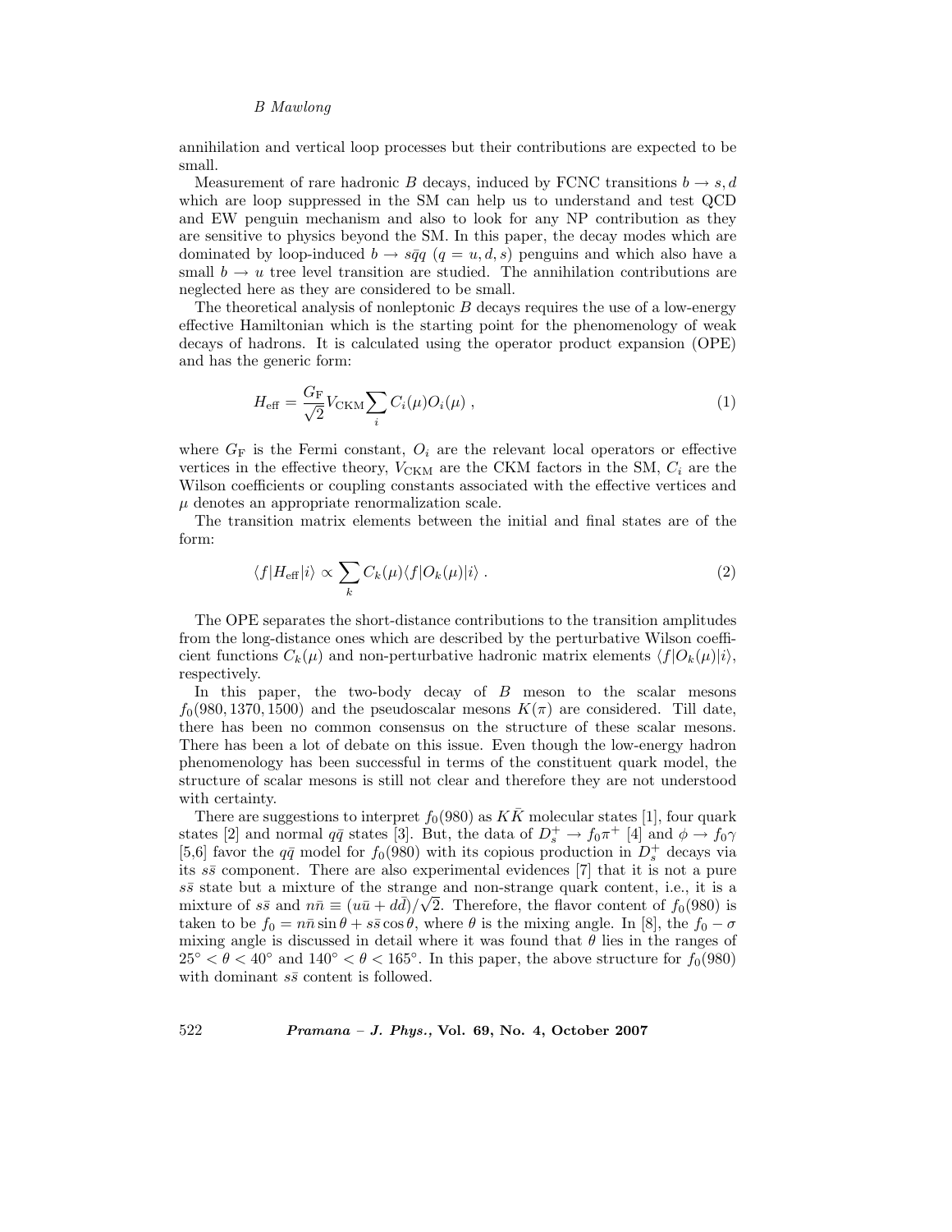annihilation and vertical loop processes but their contributions are expected to be small.

Measurement of rare hadronic $B$ decays, induced by FCNC transitions $b \to s, d$ which are loop suppressed in the SM can help us to understand and test QCD and EW penguin mechanism and also to look for any NP contribution as they are sensitive to physics beyond the SM. In this paper, the decay modes which are dominated by loop-induced $b \to s\bar{q}q$ ($q = u, d, s$) penguins and which also have a small $b \to u$ tree level transition are studied. The annihilation contributions are neglected here as they are considered to be small.

The theoretical analysis of nonleptonic $B$ decays requires the use of a low-energy effective Hamiltonian which is the starting point for the phenomenology of weak decays of hadrons. It is calculated using the operator product expansion (OPE) and has the generic form:

$$H_{\rm eff} = \frac{G_{\rm F}}{\sqrt{2}} V_{\rm CKM} \sum_i C_i(\mu) O_i(\mu) \ , \tag{1}$$

where $G_{\rm F}$ is the Fermi constant, $O_i$ are the relevant local operators or effective vertices in the effective theory, $V_{\rm CKM}$ are the CKM factors in the SM, $C_i$ are the Wilson coefficients or coupling constants associated with the effective vertices and $\mu$ denotes an appropriate renormalization scale.

The transition matrix elements between the initial and final states are of the form:

$$\langle f|H_{\rm eff}|i\rangle \propto \sum_k C_k(\mu)\langle f|O_k(\mu)|i\rangle \ . \tag{2}$$

The OPE separates the short-distance contributions to the transition amplitudes from the long-distance ones which are described by the perturbative Wilson coefficient functions $C_k(\mu)$ and non-perturbative hadronic matrix elements $\langle f|O_k(\mu)|i\rangle$, respectively.

In this paper, the two-body decay of $B$ meson to the scalar mesons $f_0(980, 1370, 1500)$ and the pseudoscalar mesons $K(\pi)$ are considered. Till date, there has been no common consensus on the structure of these scalar mesons. There has been a lot of debate on this issue. Even though the low-energy hadron phenomenology has been successful in terms of the constituent quark model, the structure of scalar mesons is still not clear and therefore they are not understood with certainty.

There are suggestions to interpret $f_0(980)$ as $K\bar{K}$ molecular states [1], four quark states [2] and normal $q\bar{q}$ states [3]. But, the data of $D_s^+ \to f_0\pi^+$ [4] and $\phi \to f_0\gamma$ [5,6] favor the $q\bar{q}$ model for $f_0(980)$ with its copious production in $D_s^+$ decays via its $s\bar{s}$ component. There are also experimental evidences [7] that it is not a pure $s\bar{s}$ state but a mixture of the strange and non-strange quark content, i.e., it is a mixture of $s\bar{s}$ and $n\bar{n} \equiv (u\bar{u} + d\bar{d})/\sqrt{2}$. Therefore, the flavor content of $f_0(980)$ is taken to be $f_0 = n\bar{n}\sin\theta + s\bar{s}\cos\theta$, where $\theta$ is the mixing angle. In [8], the $f_0 - \sigma$ mixing angle is discussed in detail where it was found that $\theta$ lies in the ranges of $25^\circ < \theta < 40^\circ$ and $140^\circ < \theta < 165^\circ$. In this paper, the above structure for $f_0(980)$ with dominant $s\bar{s}$ content is followed.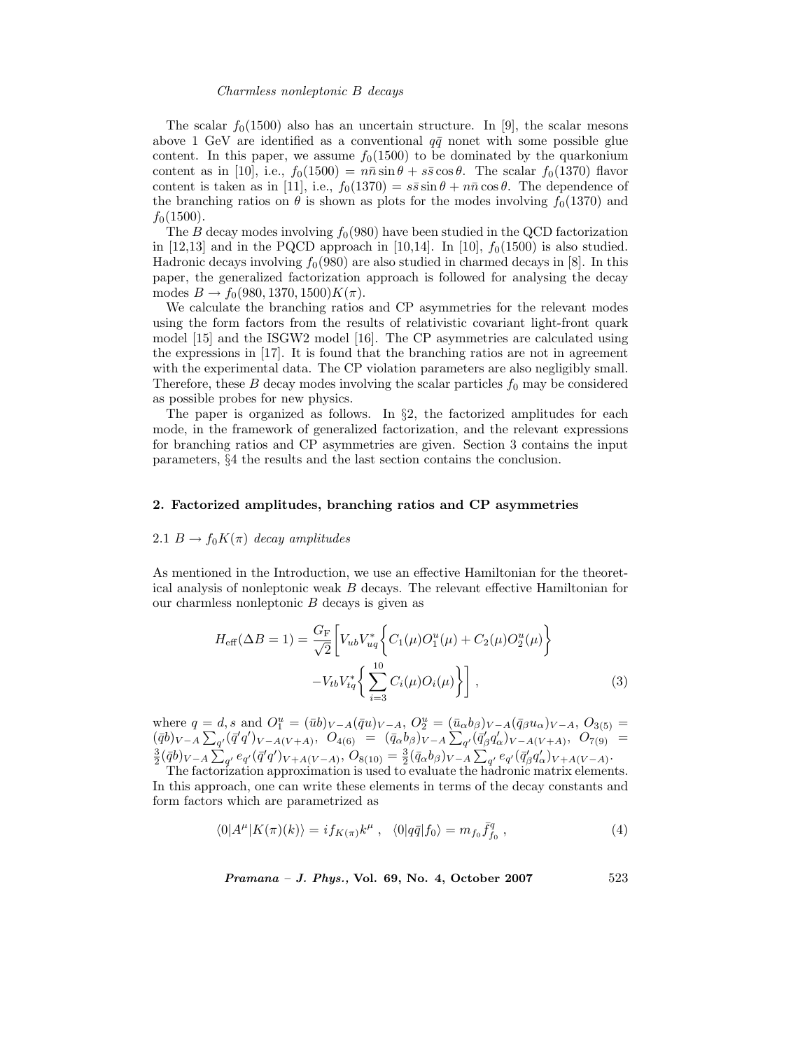The scalar $f_0(1500)$ also has an uncertain structure. In [9], the scalar mesons above 1 GeV are identified as a conventional $q\bar{q}$ nonet with some possible glue content. In this paper, we assume $f_0(1500)$ to be dominated by the quarkonium content as in [10], i.e., $f_0(1500) = n\bar{n}\sin\theta + s\bar{s}\cos\theta$. The scalar $f_0(1370)$ flavor content is taken as in [11], i.e., $f_0(1370) = s\bar{s}\sin\theta + n\bar{n}\cos\theta$. The dependence of the branching ratios on $\theta$ is shown as plots for the modes involving $f_0(1370)$ and $f_0(1500)$.

The $B$ decay modes involving $f_0(980)$ have been studied in the QCD factorization in [12,13] and in the PQCD approach in [10,14]. In [10], $f_0(1500)$ is also studied. Hadronic decays involving $f_0(980)$ are also studied in charmed decays in [8]. In this paper, the generalized factorization approach is followed for analysing the decay modes $B \to f_0(980, 1370, 1500)K(\pi)$.

We calculate the branching ratios and CP asymmetries for the relevant modes using the form factors from the results of relativistic covariant light-front quark model [15] and the ISGW2 model [16]. The CP asymmetries are calculated using the expressions in [17]. It is found that the branching ratios are not in agreement with the experimental data. The CP violation parameters are also negligibly small. Therefore, these $B$ decay modes involving the scalar particles $f_0$ may be considered as possible probes for new physics.

The paper is organized as follows. In §2, the factorized amplitudes for each mode, in the framework of generalized factorization, and the relevant expressions for branching ratios and CP asymmetries are given. Section 3 contains the input parameters, §4 the results and the last section contains the conclusion.

## 2. Factorized amplitudes, branching ratios and CP asymmetries

### 2.1 $B \to f_0K(\pi)$ *decay amplitudes*

As mentioned in the Introduction, we use an effective Hamiltonian for the theoretical analysis of nonleptonic weak $B$ decays. The relevant effective Hamiltonian for our charmless nonleptonic $B$ decays is given as

$$H_{\text{eff}}(\Delta B = 1) = \frac{G_{\text{F}}}{\sqrt{2}}\Bigg[V_{ub}V_{uq}^*\Big\{C_1(\mu)O_1^u(\mu) + C_2(\mu)O_2^u(\mu)\Big\} - V_{tb}V_{tq}^*\Big\{\sum_{i=3}^{10}C_i(\mu)O_i(\mu)\Big\}\Bigg], \tag{3}$$

where $q = d, s$ and $O_1^u = (\bar{u}b)_{V-A}(\bar{q}u)_{V-A}$, $O_2^u = (\bar{u}_\alpha b_\beta)_{V-A}(\bar{q}_\beta u_\alpha)_{V-A}$, $O_{3(5)} = (\bar{q}b)_{V-A}\sum_{q'}(\bar{q}'q')_{V-A(V+A)}$, $O_{4(6)} = (\bar{q}_\alpha b_\beta)_{V-A}\sum_{q'}(\bar{q}'_\beta q'_\alpha)_{V-A(V+A)}$, $O_{7(9)} = \frac{3}{2}(\bar{q}b)_{V-A}\sum_{q'}e_{q'}(\bar{q}'q')_{V+A(V-A)}$, $O_{8(10)} = \frac{3}{2}(\bar{q}_\alpha b_\beta)_{V-A}\sum_{q'}e_{q'}(\bar{q}'_\beta q'_\alpha)_{V+A(V-A)}$.

The factorization approximation is used to evaluate the hadronic matrix elements. In this approach, one can write these elements in terms of the decay constants and form factors which are parametrized as

$$\langle 0|A^\mu|K(\pi)(k)\rangle = if_{K(\pi)}k^\mu\ , \quad \langle 0|q\bar{q}|f_0\rangle = m_{f_0}\bar{f}_{f_0}^q\ , \tag{4}$$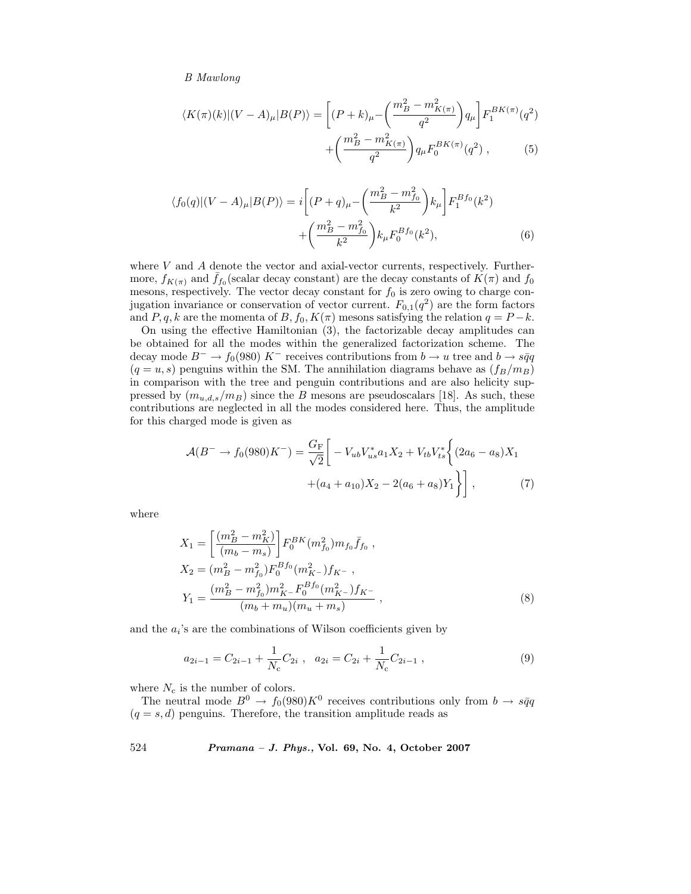$$\langle K(\pi)(k)|(V-A)_\mu|B(P)\rangle = \left[(P+k)_\mu - \left(\frac{m_B^2 - m_{K(\pi)}^2}{q^2}\right)q_\mu\right]F_1^{BK(\pi)}(q^2) + \left(\frac{m_B^2 - m_{K(\pi)}^2}{q^2}\right)q_\mu F_0^{BK(\pi)}(q^2)\ , \tag{5}$$

$$\langle f_0(q)|(V-A)_\mu|B(P)\rangle = i\left[(P+q)_\mu - \left(\frac{m_B^2 - m_{f_0}^2}{k^2}\right)k_\mu\right]F_1^{Bf_0}(k^2) + \left(\frac{m_B^2 - m_{f_0}^2}{k^2}\right)k_\mu F_0^{Bf_0}(k^2), \tag{6}$$

where $V$ and $A$ denote the vector and axial-vector currents, respectively. Furthermore, $f_{K(\pi)}$ and $\bar{f}_{f_0}$(scalar decay constant) are the decay constants of $K(\pi)$ and $f_0$ mesons, respectively. The vector decay constant for $f_0$ is zero owing to charge conjugation invariance or conservation of vector current. $F_{0,1}(q^2)$ are the form factors and $P, q, k$ are the momenta of $B, f_0, K(\pi)$ mesons satisfying the relation $q = P - k$.

On using the effective Hamiltonian (3), the factorizable decay amplitudes can be obtained for all the modes within the generalized factorization scheme. The decay mode $B^- \to f_0(980)\ K^-$ receives contributions from $b \to u$ tree and $b \to s\bar{q}q$ ($q = u, s$) penguins within the SM. The annihilation diagrams behave as $(f_B/m_B)$ in comparison with the tree and penguin contributions and are also helicity suppressed by $(m_{u,d,s}/m_B)$ since the $B$ mesons are pseudoscalars [18]. As such, these contributions are neglected in all the modes considered here. Thus, the amplitude for this charged mode is given as

$$\mathcal{A}(B^- \to f_0(980)K^-) = \frac{G_\mathrm{F}}{\sqrt{2}}\Bigg[-V_{ub}V_{us}^* a_1 X_2 + V_{tb}V_{ts}^*\bigg\{(2a_6 - a_8)X_1 + (a_4 + a_{10})X_2 - 2(a_6 + a_8)Y_1\bigg\}\Bigg]\ , \tag{7}$$

where

$$\begin{aligned}
X_1 &= \left[\frac{(m_B^2 - m_K^2)}{(m_b - m_s)}\right]F_0^{BK}(m_{f_0}^2)m_{f_0}\bar{f}_{f_0}\ ,\\
X_2 &= (m_B^2 - m_{f_0}^2)F_0^{Bf_0}(m_{K^-}^2)f_{K^-}\ ,\\
Y_1 &= \frac{(m_B^2 - m_{f_0}^2)m_{K^-}^2 F_0^{Bf_0}(m_{K^-}^2)f_{K^-}}{(m_b + m_u)(m_u + m_s)}\ ,
\end{aligned} \tag{8}$$

and the $a_i$'s are the combinations of Wilson coefficients given by

$$a_{2i-1} = C_{2i-1} + \frac{1}{N_\mathrm{c}}C_{2i}\ ,\quad a_{2i} = C_{2i} + \frac{1}{N_\mathrm{c}}C_{2i-1}\ , \tag{9}$$

where $N_\mathrm{c}$ is the number of colors.

The neutral mode $B^0 \to f_0(980)K^0$ receives contributions only from $b \to s\bar{q}q$ ($q = s, d$) penguins. Therefore, the transition amplitude reads as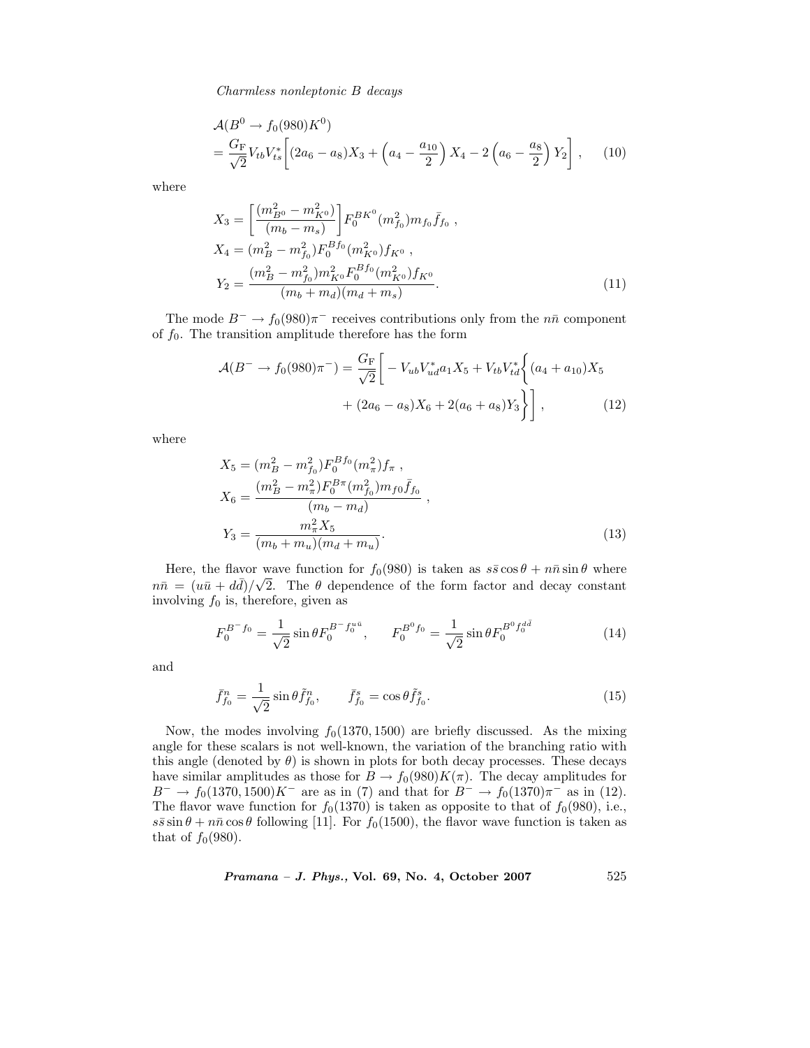$$
\begin{aligned}
&\mathcal{A}(B^0 \to f_0(980)K^0) \\
&= \frac{G_{\rm F}}{\sqrt{2}} V_{tb}V_{ts}^* \left[ (2a_6 - a_8)X_3 + \left(a_4 - \frac{a_{10}}{2}\right) X_4 - 2\left(a_6 - \frac{a_8}{2}\right) Y_2 \right] , \qquad (10)
\end{aligned}
$$

where

$$
\begin{aligned}
X_3 &= \left[ \frac{(m_{B^0}^2 - m_{K^0}^2)}{(m_b - m_s)} \right] F_0^{BK^0}(m_{f_0}^2) m_{f_0} \bar{f}_{f_0} \ , \\
X_4 &= (m_B^2 - m_{f_0}^2) F_0^{Bf_0}(m_{K^0}^2) f_{K^0} \ , \\
Y_2 &= \frac{(m_B^2 - m_{f_0}^2) m_{K^0}^2 F_0^{Bf_0}(m_{K^0}^2) f_{K^0}}{(m_b + m_d)(m_d + m_s)} . \qquad (11)
\end{aligned}
$$

The mode $B^- \to f_0(980)\pi^-$ receives contributions only from the $n\bar{n}$ component of $f_0$. The transition amplitude therefore has the form

$$
\begin{aligned}
\mathcal{A}(B^- \to f_0(980)\pi^-) = \frac{G_{\rm F}}{\sqrt{2}} \Bigg[ - V_{ub}V_{ud}^* a_1 X_5 + V_{tb}V_{td}^* \Bigg\{ (a_4 + a_{10}) X_5 \\
+ (2a_6 - a_8) X_6 + 2(a_6 + a_8) Y_3 \Bigg\} \Bigg] , \qquad (12)
\end{aligned}
$$

where

$$
\begin{aligned}
X_5 &= (m_B^2 - m_{f_0}^2) F_0^{Bf_0}(m_\pi^2) f_\pi \ , \\
X_6 &= \frac{(m_B^2 - m_\pi^2) F_0^{B\pi}(m_{f_0}^2) m_{f0} \bar{f}_{f_0}}{(m_b - m_d)} \ , \\
Y_3 &= \frac{m_\pi^2 X_5}{(m_b + m_u)(m_d + m_u)} . \qquad (13)
\end{aligned}
$$

Here, the flavor wave function for $f_0(980)$ is taken as $s\bar{s}\cos\theta + n\bar{n}\sin\theta$ where $n\bar{n} = (u\bar{u} + d\bar{d})/\sqrt{2}$. The $\theta$ dependence of the form factor and decay constant involving $f_0$ is, therefore, given as

$$
F_0^{B^- f_0} = \frac{1}{\sqrt{2}} \sin\theta F_0^{B^- f_0^{u\bar{u}}}, \qquad F_0^{B^0 f_0} = \frac{1}{\sqrt{2}} \sin\theta F_0^{B^0 f_0^{d\bar{d}}} \qquad (14)
$$

and

$$
\bar{f}_{f_0}^n = \frac{1}{\sqrt{2}} \sin\theta \tilde{f}_{f_0}^n, \qquad \bar{f}_{f_0}^s = \cos\theta \tilde{f}_{f_0}^s . \qquad (15)
$$

Now, the modes involving $f_0(1370, 1500)$ are briefly discussed. As the mixing angle for these scalars is not well-known, the variation of the branching ratio with this angle (denoted by $\theta$) is shown in plots for both decay processes. These decays have similar amplitudes as those for $B \to f_0(980)K(\pi)$. The decay amplitudes for $B^- \to f_0(1370, 1500)K^-$ are as in (7) and that for $B^- \to f_0(1370)\pi^-$ as in (12). The flavor wave function for $f_0(1370)$ is taken as opposite to that of $f_0(980)$, i.e., $s\bar{s}\sin\theta + n\bar{n}\cos\theta$ following [11]. For $f_0(1500)$, the flavor wave function is taken as that of $f_0(980)$.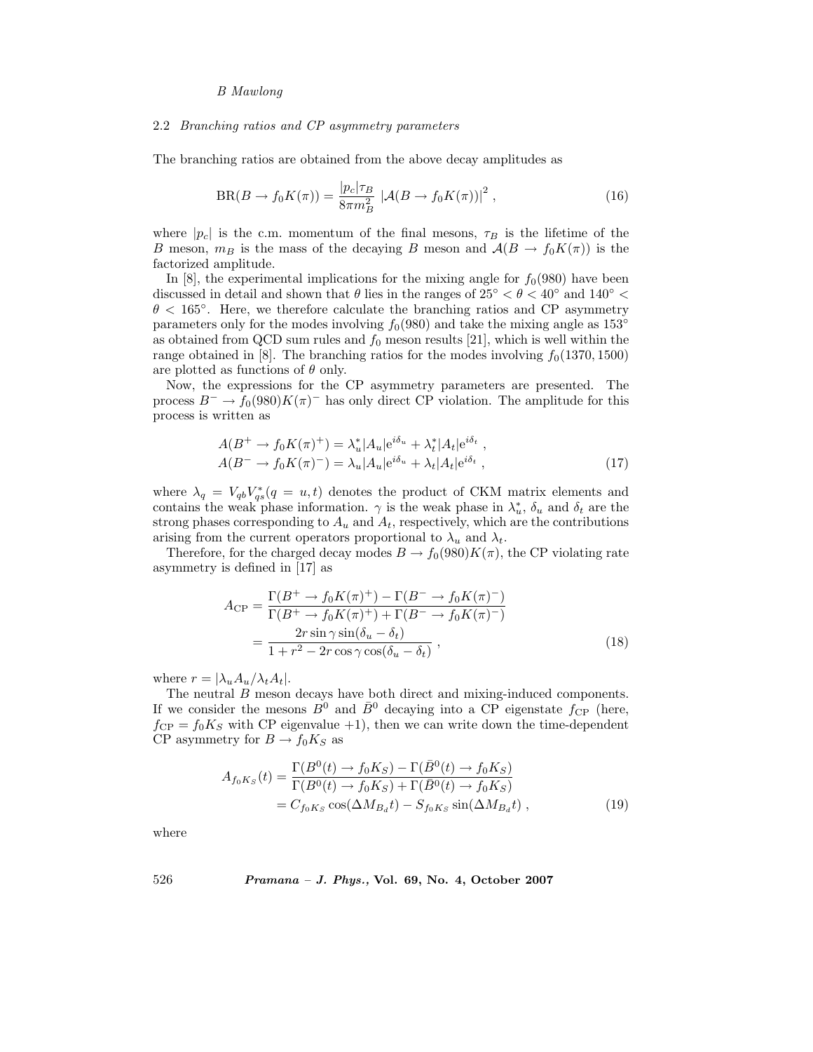### 2.2 *Branching ratios and CP asymmetry parameters*

The branching ratios are obtained from the above decay amplitudes as

$$\mathrm{BR}(B \to f_0 K(\pi)) = \frac{|p_c|\tau_B}{8\pi m_B^2} \left|\mathcal{A}(B \to f_0 K(\pi))\right|^2 , \tag{16}$$

where $|p_c|$ is the c.m. momentum of the final mesons, $\tau_B$ is the lifetime of the $B$ meson, $m_B$ is the mass of the decaying $B$ meson and $\mathcal{A}(B \to f_0 K(\pi))$ is the factorized amplitude.

In [8], the experimental implications for the mixing angle for $f_0(980)$ have been discussed in detail and shown that $\theta$ lies in the ranges of $25^\circ < \theta < 40^\circ$ and $140^\circ < \theta < 165^\circ$. Here, we therefore calculate the branching ratios and CP asymmetry parameters only for the modes involving $f_0(980)$ and take the mixing angle as $153^\circ$ as obtained from QCD sum rules and $f_0$ meson results [21], which is well within the range obtained in [8]. The branching ratios for the modes involving $f_0(1370, 1500)$ are plotted as functions of $\theta$ only.

Now, the expressions for the CP asymmetry parameters are presented. The process $B^- \to f_0(980)K(\pi)^-$ has only direct CP violation. The amplitude for this process is written as

$$\begin{aligned}
A(B^+ \to f_0 K(\pi)^+) &= \lambda_u^* |A_u| \mathrm{e}^{i\delta_u} + \lambda_t^* |A_t| \mathrm{e}^{i\delta_t} , \\
A(B^- \to f_0 K(\pi)^-) &= \lambda_u |A_u| \mathrm{e}^{i\delta_u} + \lambda_t |A_t| \mathrm{e}^{i\delta_t} ,
\end{aligned} \tag{17}$$

where $\lambda_q = V_{qb} V_{qs}^* (q = u, t)$ denotes the product of CKM matrix elements and contains the weak phase information. $\gamma$ is the weak phase in $\lambda_u^*$, $\delta_u$ and $\delta_t$ are the strong phases corresponding to $A_u$ and $A_t$, respectively, which are the contributions arising from the current operators proportional to $\lambda_u$ and $\lambda_t$.

Therefore, for the charged decay modes $B \to f_0(980)K(\pi)$, the CP violating rate asymmetry is defined in [17] as

$$\begin{aligned}
A_{\mathrm{CP}} &= \frac{\Gamma(B^+ \to f_0 K(\pi)^+) - \Gamma(B^- \to f_0 K(\pi)^-)}{\Gamma(B^+ \to f_0 K(\pi)^+) + \Gamma(B^- \to f_0 K(\pi)^-)} \\
&= \frac{2r \sin\gamma \sin(\delta_u - \delta_t)}{1 + r^2 - 2r\cos\gamma\cos(\delta_u - \delta_t)} ,
\end{aligned} \tag{18}$$

where $r = |\lambda_u A_u / \lambda_t A_t|$.

The neutral $B$ meson decays have both direct and mixing-induced components. If we consider the mesons $B^0$ and $\bar{B}^0$ decaying into a CP eigenstate $f_{\mathrm{CP}}$ (here, $f_{\mathrm{CP}} = f_0 K_S$ with CP eigenvalue $+1$), then we can write down the time-dependent CP asymmetry for $B \to f_0 K_S$ as

$$\begin{aligned}
A_{f_0 K_S}(t) &= \frac{\Gamma(B^0(t) \to f_0 K_S) - \Gamma(\bar{B}^0(t) \to f_0 K_S)}{\Gamma(B^0(t) \to f_0 K_S) + \Gamma(\bar{B}^0(t) \to f_0 K_S)} \\
&= C_{f_0 K_S} \cos(\Delta M_{B_d} t) - S_{f_0 K_S} \sin(\Delta M_{B_d} t) ,
\end{aligned} \tag{19}$$

where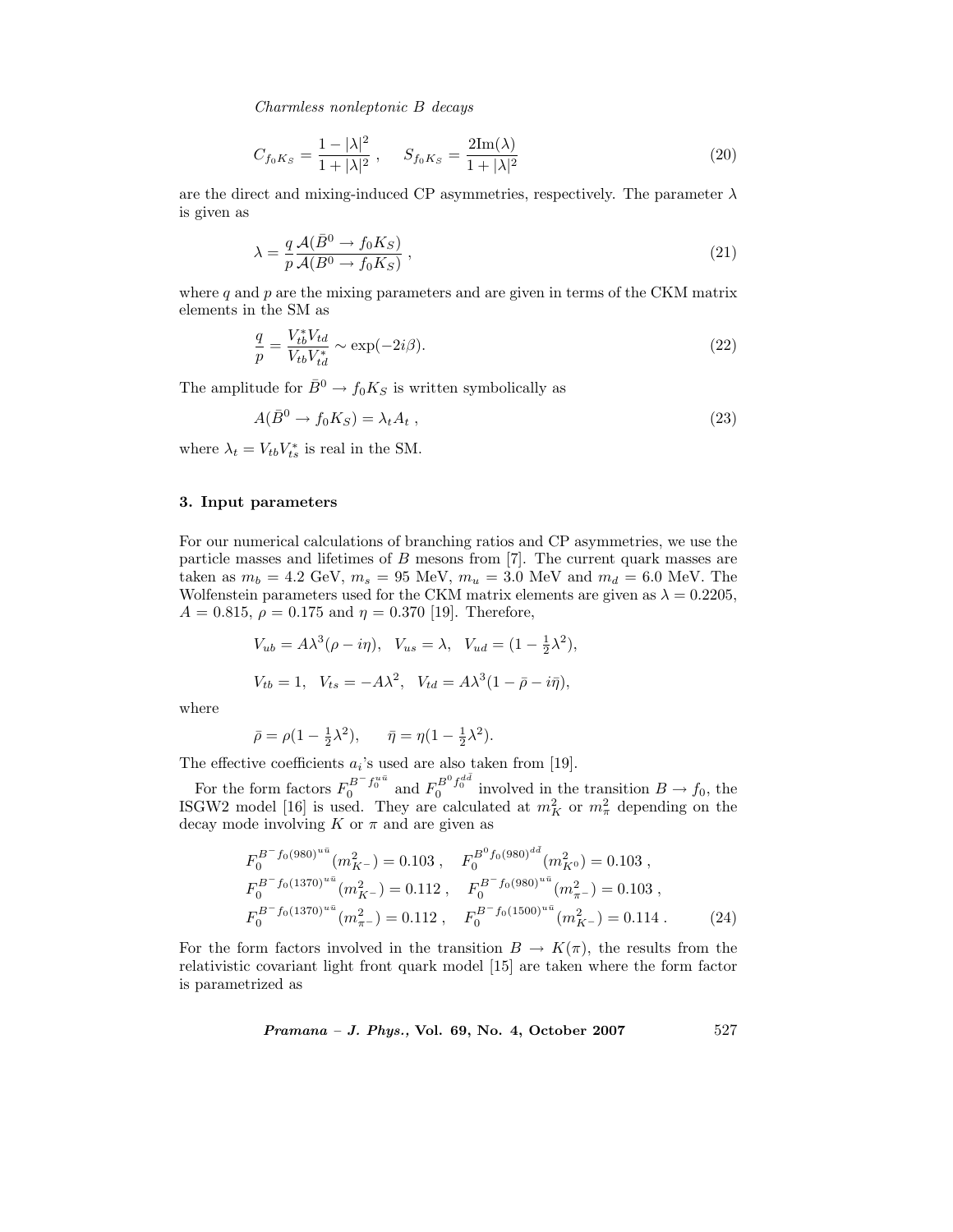$$C_{f_0 K_S} = \frac{1-|\lambda|^2}{1+|\lambda|^2}\,, \qquad S_{f_0 K_S} = \frac{2\mathrm{Im}(\lambda)}{1+|\lambda|^2} \tag{20}$$

are the direct and mixing-induced CP asymmetries, respectively. The parameter $\lambda$ is given as

$$\lambda = \frac{q}{p}\frac{\mathcal{A}(\bar{B}^0 \to f_0 K_S)}{\mathcal{A}(B^0 \to f_0 K_S)}\,, \tag{21}$$

where $q$ and $p$ are the mixing parameters and are given in terms of the CKM matrix elements in the SM as

$$\frac{q}{p} = \frac{V_{tb}^* V_{td}}{V_{tb} V_{td}^*} \sim \exp(-2i\beta). \tag{22}$$

The amplitude for $\bar{B}^0 \to f_0 K_S$ is written symbolically as

$$A(\bar{B}^0 \to f_0 K_S) = \lambda_t A_t\,, \tag{23}$$

where $\lambda_t = V_{tb} V_{ts}^*$ is real in the SM.

## 3. Input parameters

For our numerical calculations of branching ratios and CP asymmetries, we use the particle masses and lifetimes of $B$ mesons from [7]. The current quark masses are taken as $m_b = 4.2$ GeV, $m_s = 95$ MeV, $m_u = 3.0$ MeV and $m_d = 6.0$ MeV. The Wolfenstein parameters used for the CKM matrix elements are given as $\lambda = 0.2205$, $A = 0.815$, $\rho = 0.175$ and $\eta = 0.370$ [19]. Therefore,

$$V_{ub} = A\lambda^3(\rho - i\eta), \quad V_{us} = \lambda, \quad V_{ud} = (1 - \tfrac{1}{2}\lambda^2),$$

$$V_{tb} = 1, \quad V_{ts} = -A\lambda^2, \quad V_{td} = A\lambda^3(1 - \bar{\rho} - i\bar{\eta}),$$

where

$$\bar{\rho} = \rho(1 - \tfrac{1}{2}\lambda^2), \qquad \bar{\eta} = \eta(1 - \tfrac{1}{2}\lambda^2).$$

The effective coefficients $a_i$'s used are also taken from [19].

For the form factors $F_0^{B^- f_0^{u\bar{u}}}$ and $F_0^{B^0 f_0^{d\bar{d}}}$ involved in the transition $B \to f_0$, the ISGW2 model [16] is used. They are calculated at $m_K^2$ or $m_\pi^2$ depending on the decay mode involving $K$ or $\pi$ and are given as

$$\begin{aligned}
&F_0^{B^- f_0(980)^{u\bar{u}}}(m_{K^-}^2) = 0.103\,, \quad F_0^{B^0 f_0(980)^{d\bar{d}}}(m_{K^0}^2) = 0.103\,,\\
&F_0^{B^- f_0(1370)^{u\bar{u}}}(m_{K^-}^2) = 0.112\,, \quad F_0^{B^- f_0(980)^{u\bar{u}}}(m_{\pi^-}^2) = 0.103\,,\\
&F_0^{B^- f_0(1370)^{u\bar{u}}}(m_{\pi^-}^2) = 0.112\,, \quad F_0^{B^- f_0(1500)^{u\bar{u}}}(m_{K^-}^2) = 0.114\,.
\end{aligned} \tag{24}$$

For the form factors involved in the transition $B \to K(\pi)$, the results from the relativistic covariant light front quark model [15] are taken where the form factor is parametrized as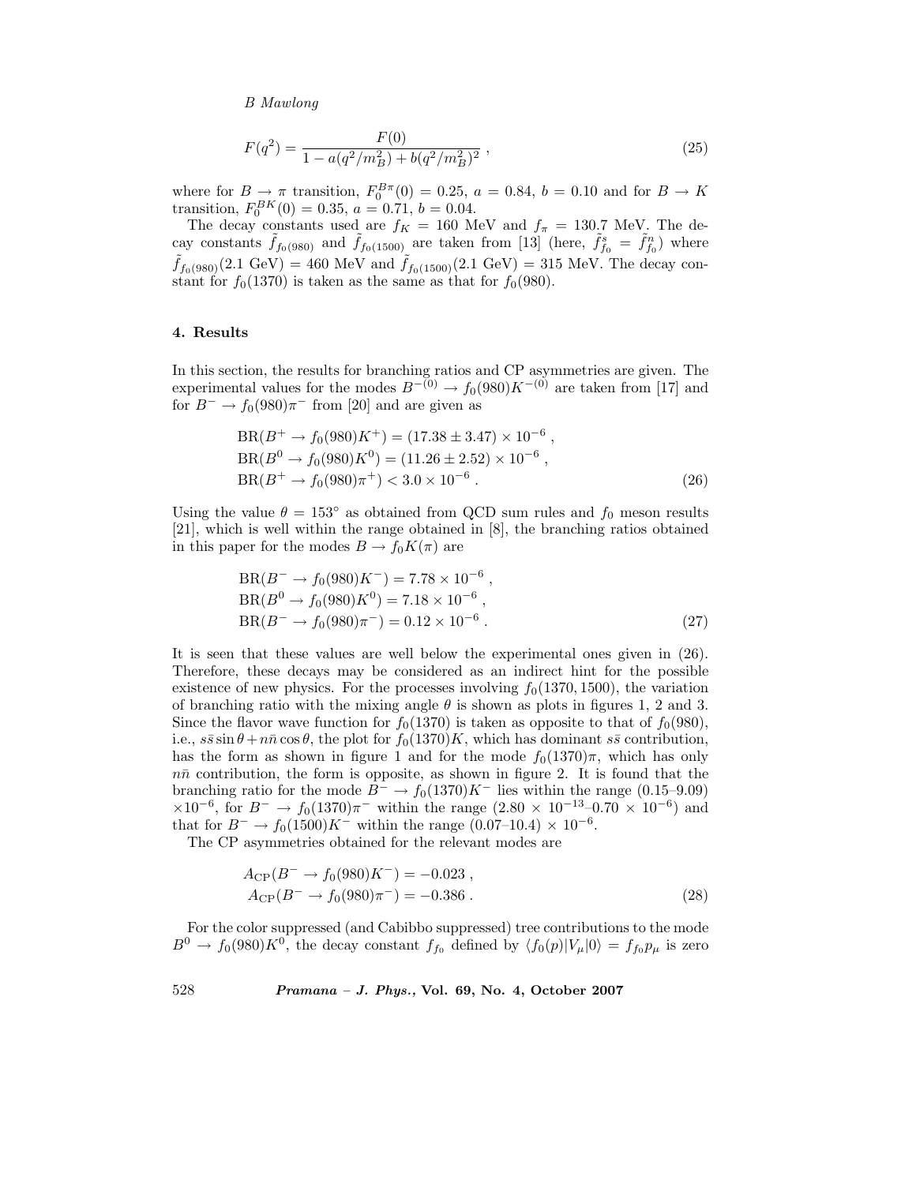$$F(q^2) = \frac{F(0)}{1 - a(q^2/m_B^2) + b(q^2/m_B^2)^2} , \tag{25}$$

where for $B \to \pi$ transition, $F_0^{B\pi}(0) = 0.25$, $a = 0.84$, $b = 0.10$ and for $B \to K$ transition, $F_0^{BK}(0) = 0.35$, $a = 0.71$, $b = 0.04$.

The decay constants used are $f_K = 160$ MeV and $f_\pi = 130.7$ MeV. The decay constants $\tilde{f}_{f_0(980)}$ and $\tilde{f}_{f_0(1500)}$ are taken from [13] (here, $\tilde{f}^s_{f_0} = \tilde{f}^n_{f_0}$) where $\tilde{f}_{f_0(980)}(2.1\ \text{GeV}) = 460$ MeV and $\tilde{f}_{f_0(1500)}(2.1\ \text{GeV}) = 315$ MeV. The decay constant for $f_0(1370)$ is taken as the same as that for $f_0(980)$.

## 4. Results

In this section, the results for branching ratios and CP asymmetries are given. The experimental values for the modes $B^{-(0)} \to f_0(980)K^{-(0)}$ are taken from [17] and for $B^- \to f_0(980)\pi^-$ from [20] and are given as

$$\begin{aligned}
&\text{BR}(B^+ \to f_0(980)K^+) = (17.38 \pm 3.47) \times 10^{-6} , \\
&\text{BR}(B^0 \to f_0(980)K^0) = (11.26 \pm 2.52) \times 10^{-6} , \\
&\text{BR}(B^+ \to f_0(980)\pi^+) < 3.0 \times 10^{-6} .
\end{aligned} \tag{26}$$

Using the value $\theta = 153^\circ$ as obtained from QCD sum rules and $f_0$ meson results [21], which is well within the range obtained in [8], the branching ratios obtained in this paper for the modes $B \to f_0 K(\pi)$ are

$$\begin{aligned}
&\text{BR}(B^- \to f_0(980)K^-) = 7.78 \times 10^{-6} , \\
&\text{BR}(B^0 \to f_0(980)K^0) = 7.18 \times 10^{-6} , \\
&\text{BR}(B^- \to f_0(980)\pi^-) = 0.12 \times 10^{-6} .
\end{aligned} \tag{27}$$

It is seen that these values are well below the experimental ones given in (26). Therefore, these decays may be considered as an indirect hint for the possible existence of new physics. For the processes involving $f_0(1370, 1500)$, the variation of branching ratio with the mixing angle $\theta$ is shown as plots in figures 1, 2 and 3. Since the flavor wave function for $f_0(1370)$ is taken as opposite to that of $f_0(980)$, i.e., $s\bar{s}\sin\theta + n\bar{n}\cos\theta$, the plot for $f_0(1370)K$, which has dominant $s\bar{s}$ contribution, has the form as shown in figure 1 and for the mode $f_0(1370)\pi$, which has only $n\bar{n}$ contribution, the form is opposite, as shown in figure 2. It is found that the branching ratio for the mode $B^- \to f_0(1370)K^-$ lies within the range (0.15–9.09) $\times 10^{-6}$, for $B^- \to f_0(1370)\pi^-$ within the range ($2.80 \times 10^{-13}$–$0.70 \times 10^{-6}$) and that for $B^- \to f_0(1500)K^-$ within the range (0.07–10.4) $\times\, 10^{-6}$.

The CP asymmetries obtained for the relevant modes are

$$\begin{aligned}
&A_{\text{CP}}(B^- \to f_0(980)K^-) = -0.023 , \\
&A_{\text{CP}}(B^- \to f_0(980)\pi^-) = -0.386 .
\end{aligned} \tag{28}$$

For the color suppressed (and Cabibbo suppressed) tree contributions to the mode $B^0 \to f_0(980)K^0$, the decay constant $f_{f_0}$ defined by $\langle f_0(p)|V_\mu|0\rangle = f_{f_0}p_\mu$ is zero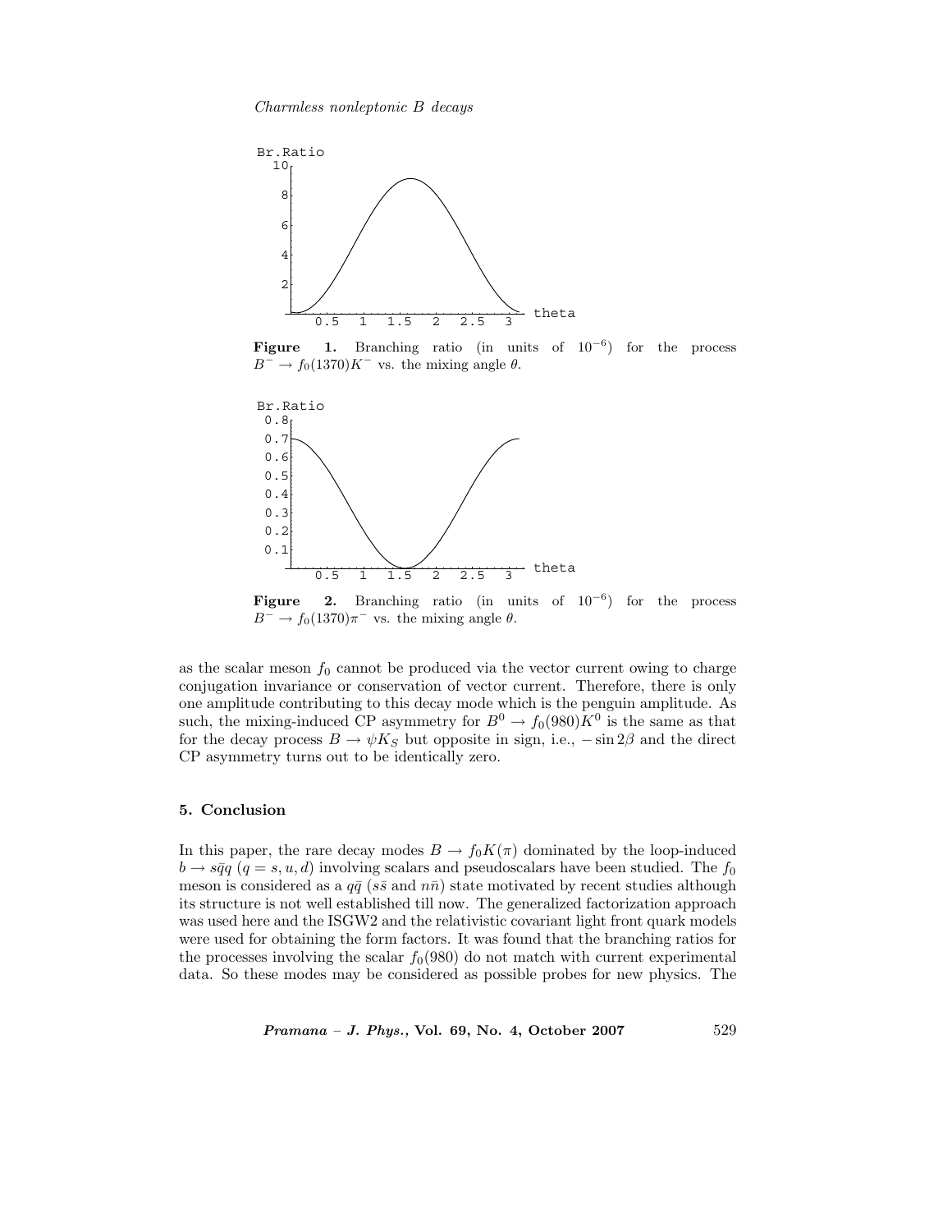**Figure 1.** Branching ratio (in units of $10^{-6}$) for the process $B^- \to f_0(1370)K^-$ vs. the mixing angle $\theta$.

**Figure 2.** Branching ratio (in units of $10^{-6}$) for the process $B^- \to f_0(1370)\pi^-$ vs. the mixing angle $\theta$.

as the scalar meson $f_0$ cannot be produced via the vector current owing to charge conjugation invariance or conservation of vector current. Therefore, there is only one amplitude contributing to this decay mode which is the penguin amplitude. As such, the mixing-induced CP asymmetry for $B^0 \to f_0(980)K^0$ is the same as that for the decay process $B \to \psi K_S$ but opposite in sign, i.e., $-\sin 2\beta$ and the direct CP asymmetry turns out to be identically zero.

## 5. Conclusion

In this paper, the rare decay modes $B \to f_0 K(\pi)$ dominated by the loop-induced $b \to s\bar{q}q$ ($q = s, u, d$) involving scalars and pseudoscalars have been studied. The $f_0$ meson is considered as a $q\bar{q}$ ($s\bar{s}$ and $n\bar{n}$) state motivated by recent studies although its structure is not well established till now. The generalized factorization approach was used here and the ISGW2 and the relativistic covariant light front quark models were used for obtaining the form factors. It was found that the branching ratios for the processes involving the scalar $f_0(980)$ do not match with current experimental data. So these modes may be considered as possible probes for new physics. The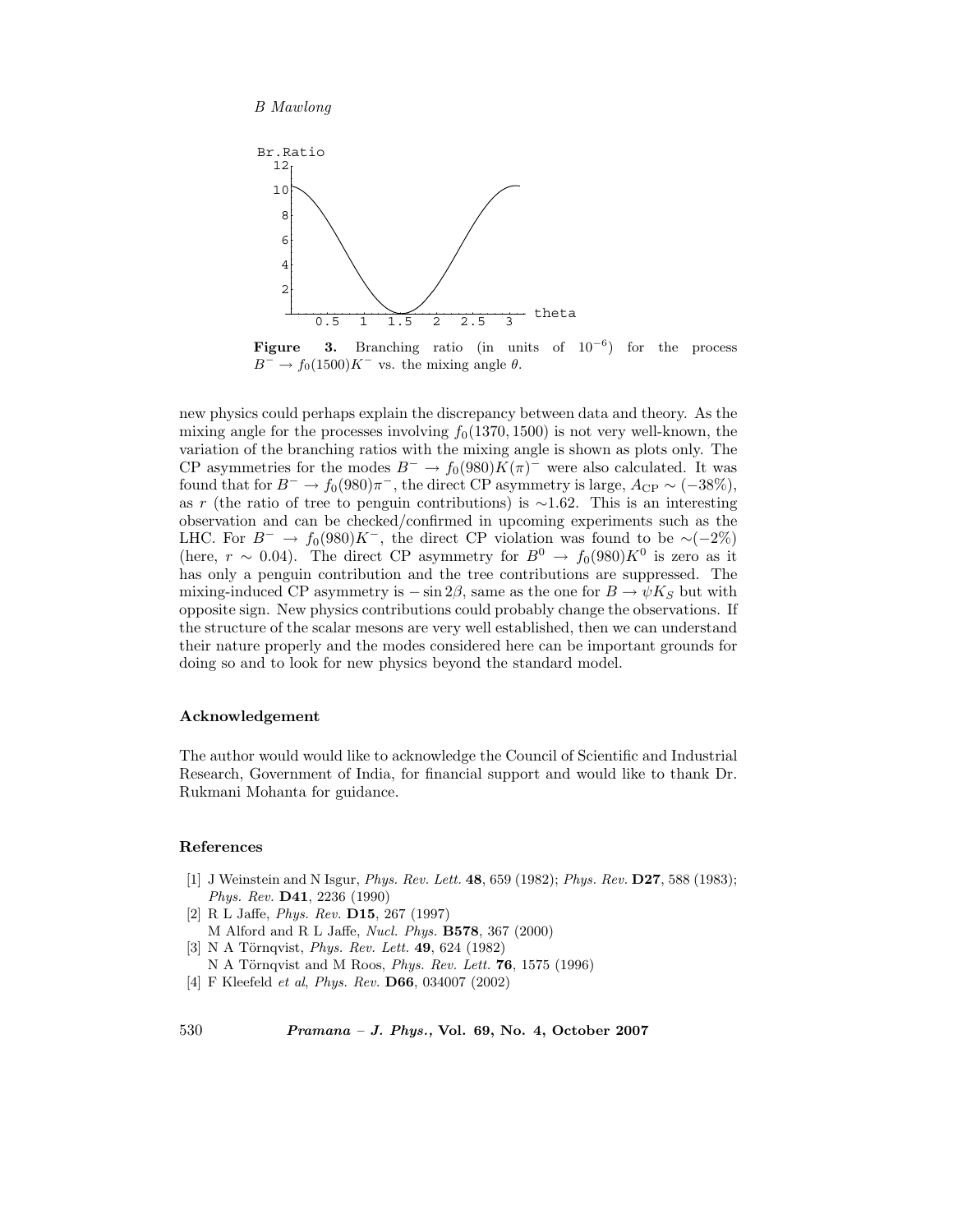**Figure 3.** Branching ratio (in units of $10^{-6}$) for the process $B^- \to f_0(1500)K^-$ vs. the mixing angle $\theta$.

new physics could perhaps explain the discrepancy between data and theory. As the mixing angle for the processes involving $f_0(1370, 1500)$ is not very well-known, the variation of the branching ratios with the mixing angle is shown as plots only. The CP asymmetries for the modes $B^- \to f_0(980)K(\pi)^-$ were also calculated. It was found that for $B^- \to f_0(980)\pi^-$, the direct CP asymmetry is large, $A_{\rm CP} \sim (-38\%)$, as $r$ (the ratio of tree to penguin contributions) is $\sim$1.62. This is an interesting observation and can be checked/confirmed in upcoming experiments such as the LHC. For $B^- \to f_0(980)K^-$, the direct CP violation was found to be $\sim(-2\%)$ (here, $r \sim 0.04$). The direct CP asymmetry for $B^0 \to f_0(980)K^0$ is zero as it has only a penguin contribution and the tree contributions are suppressed. The mixing-induced CP asymmetry is $-\sin 2\beta$, same as the one for $B \to \psi K_S$ but with opposite sign. New physics contributions could probably change the observations. If the structure of the scalar mesons are very well established, then we can understand their nature properly and the modes considered here can be important grounds for doing so and to look for new physics beyond the standard model.

## Acknowledgement

The author would would like to acknowledge the Council of Scientific and Industrial Research, Government of India, for financial support and would like to thank Dr. Rukmani Mohanta for guidance.

## References

[1] J Weinstein and N Isgur, *Phys. Rev. Lett.* **48**, 659 (1982); *Phys. Rev.* **D27**, 588 (1983); *Phys. Rev.* **D41**, 2236 (1990)

[2] R L Jaffe, *Phys. Rev.* **D15**, 267 (1997)
M Alford and R L Jaffe, *Nucl. Phys.* **B578**, 367 (2000)

[3] N A Törnqvist, *Phys. Rev. Lett.* **49**, 624 (1982)
N A Törnqvist and M Roos, *Phys. Rev. Lett.* **76**, 1575 (1996)

[4] F Kleefeld *et al*, *Phys. Rev.* **D66**, 034007 (2002)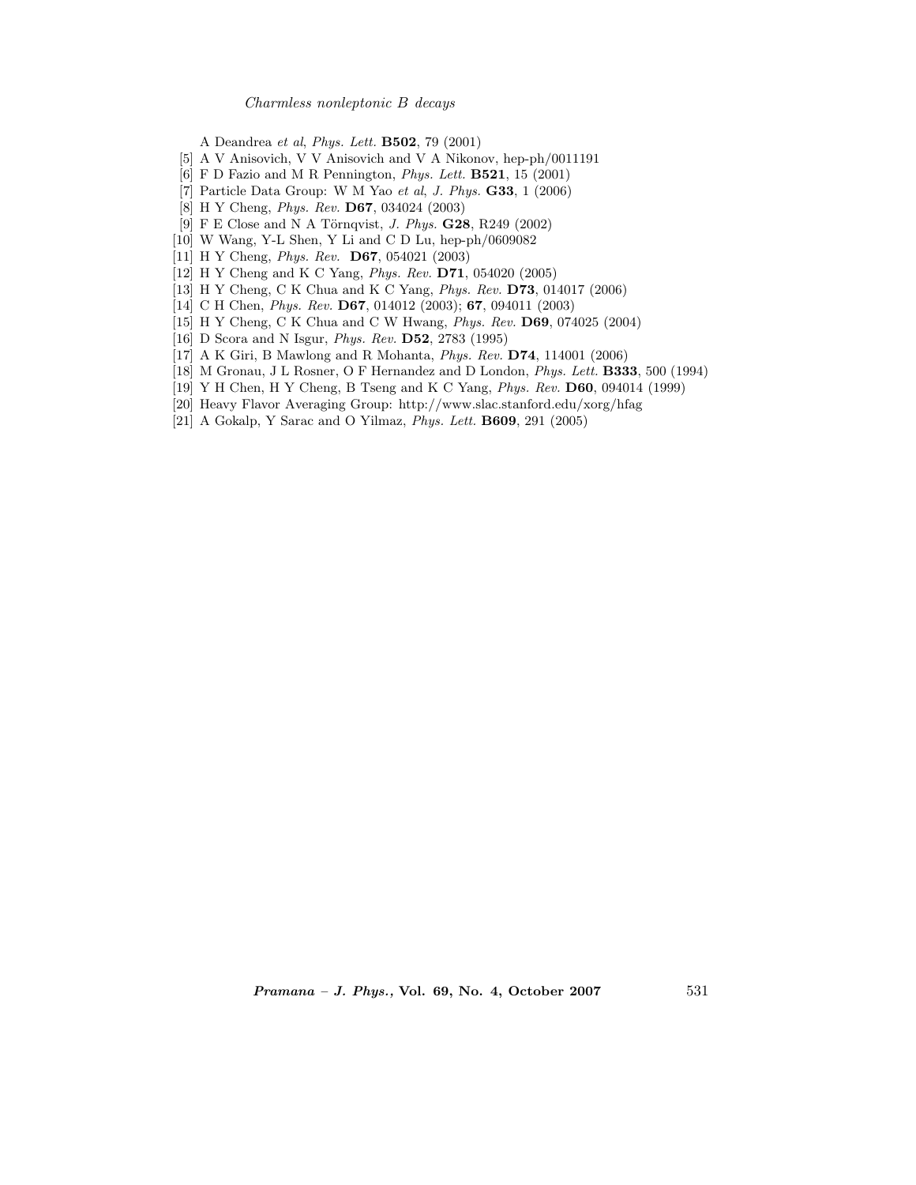A Deandrea *et al*, *Phys. Lett.* **B502**, 79 (2001)

[5] A V Anisovich, V V Anisovich and V A Nikonov, hep-ph/0011191

[6] F D Fazio and M R Pennington, *Phys. Lett.* **B521**, 15 (2001)

[7] Particle Data Group: W M Yao *et al*, *J. Phys.* **G33**, 1 (2006)

[8] H Y Cheng, *Phys. Rev.* **D67**, 034024 (2003)

[9] F E Close and N A Törnqvist, *J. Phys.* **G28**, R249 (2002)

[10] W Wang, Y-L Shen, Y Li and C D Lu, hep-ph/0609082

[11] H Y Cheng, *Phys. Rev.* **D67**, 054021 (2003)

[12] H Y Cheng and K C Yang, *Phys. Rev.* **D71**, 054020 (2005)

[13] H Y Cheng, C K Chua and K C Yang, *Phys. Rev.* **D73**, 014017 (2006)

[14] C H Chen, *Phys. Rev.* **D67**, 014012 (2003); **67**, 094011 (2003)

[15] H Y Cheng, C K Chua and C W Hwang, *Phys. Rev.* **D69**, 074025 (2004)

[16] D Scora and N Isgur, *Phys. Rev.* **D52**, 2783 (1995)

[17] A K Giri, B Mawlong and R Mohanta, *Phys. Rev.* **D74**, 114001 (2006)

[18] M Gronau, J L Rosner, O F Hernandez and D London, *Phys. Lett.* **B333**, 500 (1994)

[19] Y H Chen, H Y Cheng, B Tseng and K C Yang, *Phys. Rev.* **D60**, 094014 (1999)

[20] Heavy Flavor Averaging Group: http://www.slac.stanford.edu/xorg/hfag

[21] A Gokalp, Y Sarac and O Yilmaz, *Phys. Lett.* **B609**, 291 (2005)